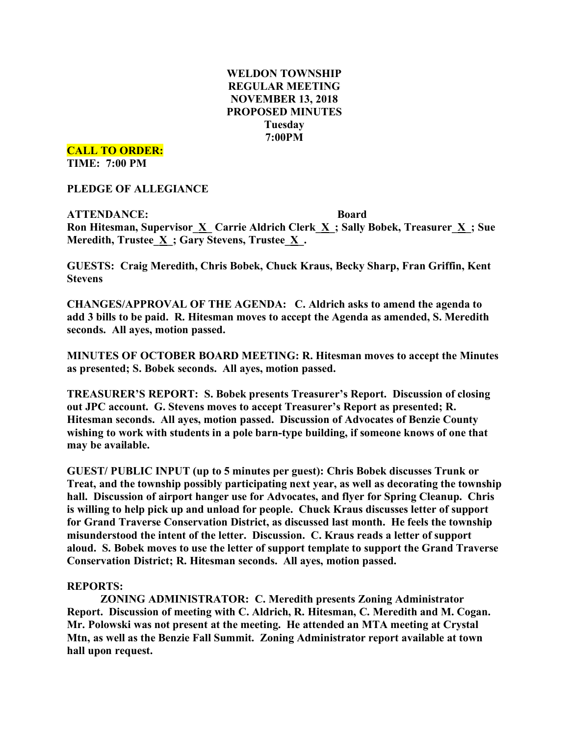**WELDON TOWNSHIP**
**REGULAR MEETING**
**NOVEMBER 13, 2018**
**PROPOSED MINUTES**
**Tuesday**
**7:00PM**

**CALL TO ORDER:**
**TIME: 7:00 PM**

**PLEDGE OF ALLEGIANCE**

**ATTENDANCE: Board**
**Ron Hitesman, Supervisor_X_ Carrie Aldrich Clerk_X_; Sally Bobek, Treasurer_X_; Sue Meredith, Trustee_X_; Gary Stevens, Trustee_X_.**

**GUESTS: Craig Meredith, Chris Bobek, Chuck Kraus, Becky Sharp, Fran Griffin, Kent Stevens**

**CHANGES/APPROVAL OF THE AGENDA: C. Aldrich asks to amend the agenda to add 3 bills to be paid. R. Hitesman moves to accept the Agenda as amended, S. Meredith seconds. All ayes, motion passed.**

**MINUTES OF OCTOBER BOARD MEETING: R. Hitesman moves to accept the Minutes as presented; S. Bobek seconds. All ayes, motion passed.**

**TREASURER'S REPORT: S. Bobek presents Treasurer's Report. Discussion of closing out JPC account. G. Stevens moves to accept Treasurer's Report as presented; R. Hitesman seconds. All ayes, motion passed. Discussion of Advocates of Benzie County wishing to work with students in a pole barn-type building, if someone knows of one that may be available.**

**GUEST/ PUBLIC INPUT (up to 5 minutes per guest): Chris Bobek discusses Trunk or Treat, and the township possibly participating next year, as well as decorating the township hall. Discussion of airport hanger use for Advocates, and flyer for Spring Cleanup. Chris is willing to help pick up and unload for people. Chuck Kraus discusses letter of support for Grand Traverse Conservation District, as discussed last month. He feels the township misunderstood the intent of the letter. Discussion. C. Kraus reads a letter of support aloud. S. Bobek moves to use the letter of support template to support the Grand Traverse Conservation District; R. Hitesman seconds. All ayes, motion passed.**

**REPORTS:**

**ZONING ADMINISTRATOR: C. Meredith presents Zoning Administrator Report. Discussion of meeting with C. Aldrich, R. Hitesman, C. Meredith and M. Cogan. Mr. Polowski was not present at the meeting. He attended an MTA meeting at Crystal Mtn, as well as the Benzie Fall Summit. Zoning Administrator report available at town hall upon request.**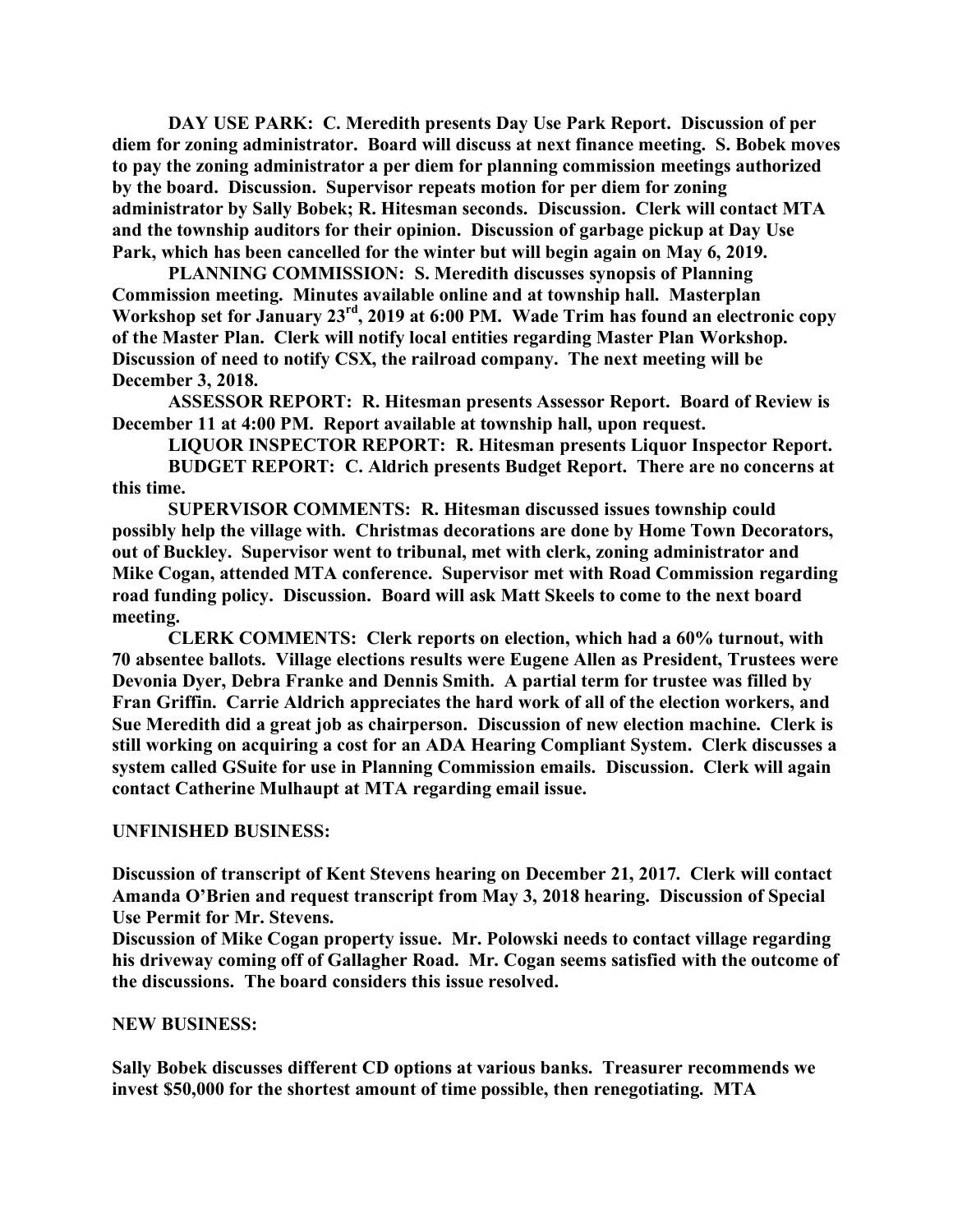**DAY USE PARK: C. Meredith presents Day Use Park Report. Discussion of per diem for zoning administrator. Board will discuss at next finance meeting. S. Bobek moves to pay the zoning administrator a per diem for planning commission meetings authorized by the board. Discussion. Supervisor repeats motion for per diem for zoning administrator by Sally Bobek; R. Hitesman seconds. Discussion. Clerk will contact MTA and the township auditors for their opinion. Discussion of garbage pickup at Day Use Park, which has been cancelled for the winter but will begin again on May 6, 2019.**

**PLANNING COMMISSION: S. Meredith discusses synopsis of Planning Commission meeting. Minutes available online and at township hall. Masterplan Workshop set for January 23rd, 2019 at 6:00 PM. Wade Trim has found an electronic copy of the Master Plan. Clerk will notify local entities regarding Master Plan Workshop. Discussion of need to notify CSX, the railroad company. The next meeting will be December 3, 2018.**

**ASSESSOR REPORT: R. Hitesman presents Assessor Report. Board of Review is December 11 at 4:00 PM. Report available at township hall, upon request.**

**LIQUOR INSPECTOR REPORT: R. Hitesman presents Liquor Inspector Report.**

**BUDGET REPORT: C. Aldrich presents Budget Report. There are no concerns at this time.**

**SUPERVISOR COMMENTS: R. Hitesman discussed issues township could possibly help the village with. Christmas decorations are done by Home Town Decorators, out of Buckley. Supervisor went to tribunal, met with clerk, zoning administrator and Mike Cogan, attended MTA conference. Supervisor met with Road Commission regarding road funding policy. Discussion. Board will ask Matt Skeels to come to the next board meeting.**

**CLERK COMMENTS: Clerk reports on election, which had a 60% turnout, with 70 absentee ballots. Village elections results were Eugene Allen as President, Trustees were Devonia Dyer, Debra Franke and Dennis Smith. A partial term for trustee was filled by Fran Griffin. Carrie Aldrich appreciates the hard work of all of the election workers, and Sue Meredith did a great job as chairperson. Discussion of new election machine. Clerk is still working on acquiring a cost for an ADA Hearing Compliant System. Clerk discusses a system called GSuite for use in Planning Commission emails. Discussion. Clerk will again contact Catherine Mulhaupt at MTA regarding email issue.**

**UNFINISHED BUSINESS:**

**Discussion of transcript of Kent Stevens hearing on December 21, 2017. Clerk will contact Amanda O'Brien and request transcript from May 3, 2018 hearing. Discussion of Special Use Permit for Mr. Stevens.**

**Discussion of Mike Cogan property issue. Mr. Polowski needs to contact village regarding his driveway coming off of Gallagher Road. Mr. Cogan seems satisfied with the outcome of the discussions. The board considers this issue resolved.**

**NEW BUSINESS:**

**Sally Bobek discusses different CD options at various banks. Treasurer recommends we invest $50,000 for the shortest amount of time possible, then renegotiating. MTA**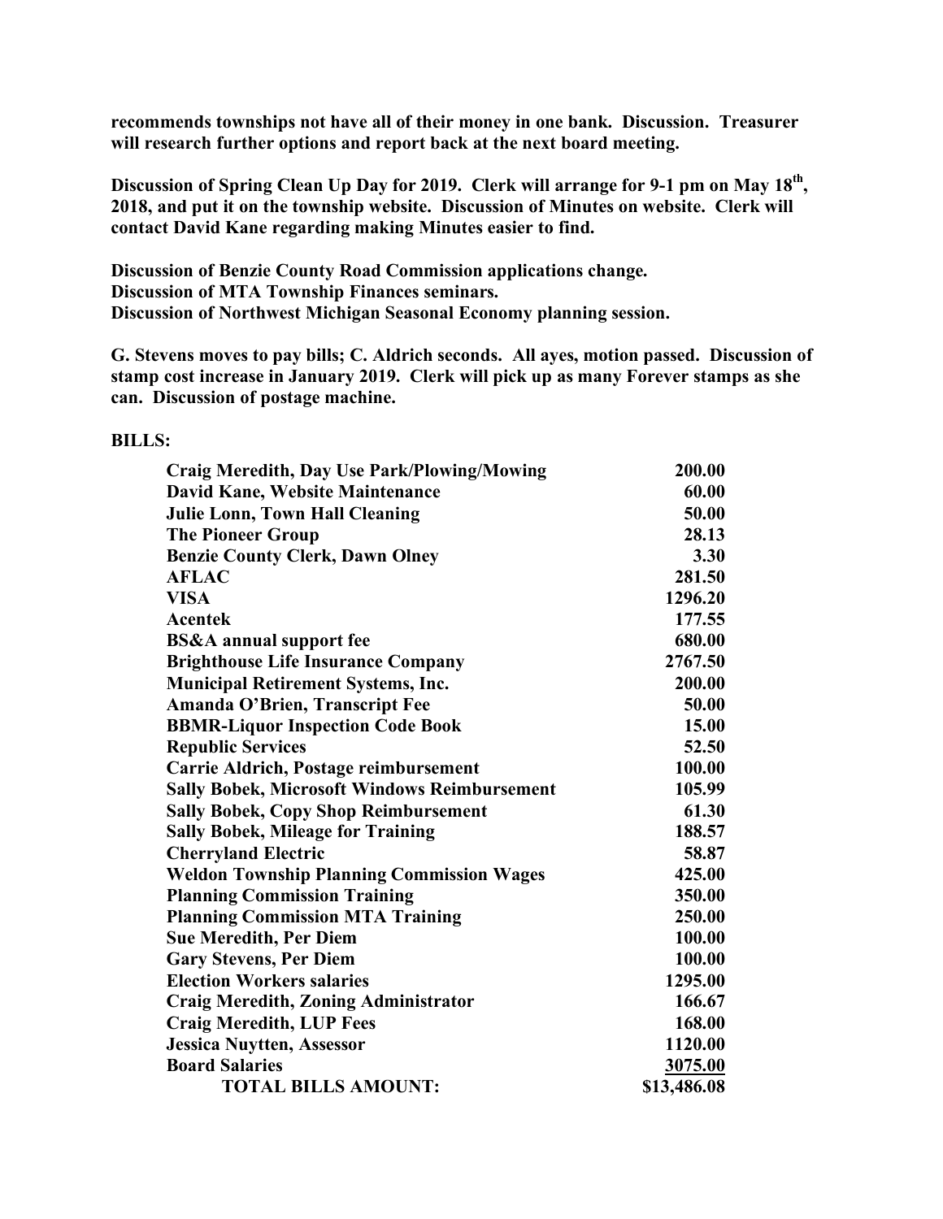**recommends townships not have all of their money in one bank. Discussion. Treasurer will research further options and report back at the next board meeting.**

**Discussion of Spring Clean Up Day for 2019. Clerk will arrange for 9-1 pm on May 18th, 2018, and put it on the township website. Discussion of Minutes on website. Clerk will contact David Kane regarding making Minutes easier to find.**

**Discussion of Benzie County Road Commission applications change.**
**Discussion of MTA Township Finances seminars.**
**Discussion of Northwest Michigan Seasonal Economy planning session.**

**G. Stevens moves to pay bills; C. Aldrich seconds. All ayes, motion passed. Discussion of stamp cost increase in January 2019. Clerk will pick up as many Forever stamps as she can. Discussion of postage machine.**

**BILLS:**

| | |
|---|---|
| **Craig Meredith, Day Use Park/Plowing/Mowing** | **200.00** |
| **David Kane, Website Maintenance** | **60.00** |
| **Julie Lonn, Town Hall Cleaning** | **50.00** |
| **The Pioneer Group** | **28.13** |
| **Benzie County Clerk, Dawn Olney** | **3.30** |
| **AFLAC** | **281.50** |
| **VISA** | **1296.20** |
| **Acentek** | **177.55** |
| **BS&A annual support fee** | **680.00** |
| **Brighthouse Life Insurance Company** | **2767.50** |
| **Municipal Retirement Systems, Inc.** | **200.00** |
| **Amanda O'Brien, Transcript Fee** | **50.00** |
| **BBMR-Liquor Inspection Code Book** | **15.00** |
| **Republic Services** | **52.50** |
| **Carrie Aldrich, Postage reimbursement** | **100.00** |
| **Sally Bobek, Microsoft Windows Reimbursement** | **105.99** |
| **Sally Bobek, Copy Shop Reimbursement** | **61.30** |
| **Sally Bobek, Mileage for Training** | **188.57** |
| **Cherryland Electric** | **58.87** |
| **Weldon Township Planning Commission Wages** | **425.00** |
| **Planning Commission Training** | **350.00** |
| **Planning Commission MTA Training** | **250.00** |
| **Sue Meredith, Per Diem** | **100.00** |
| **Gary Stevens, Per Diem** | **100.00** |
| **Election Workers salaries** | **1295.00** |
| **Craig Meredith, Zoning Administrator** | **166.67** |
| **Craig Meredith, LUP Fees** | **168.00** |
| **Jessica Nuytten, Assessor** | **1120.00** |
| **Board Salaries** | **3075.00** |
| **TOTAL BILLS AMOUNT:** | **$13,486.08** |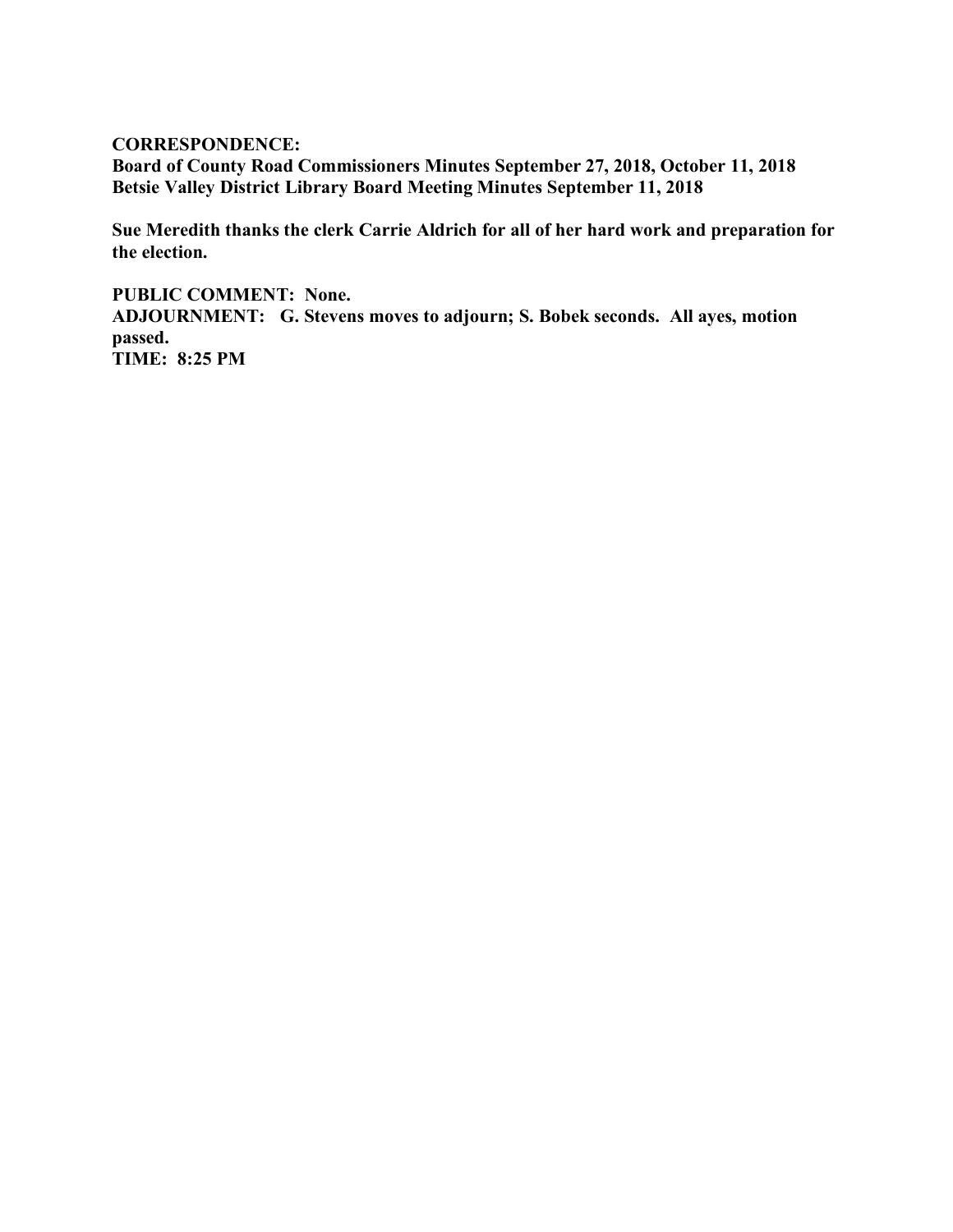**CORRESPONDENCE:**
**Board of County Road Commissioners Minutes September 27, 2018, October 11, 2018**
**Betsie Valley District Library Board Meeting Minutes September 11, 2018**

**Sue Meredith thanks the clerk Carrie Aldrich for all of her hard work and preparation for the election.**

**PUBLIC COMMENT: None.**
**ADJOURNMENT: G. Stevens moves to adjourn; S. Bobek seconds. All ayes, motion passed.**
**TIME: 8:25 PM**